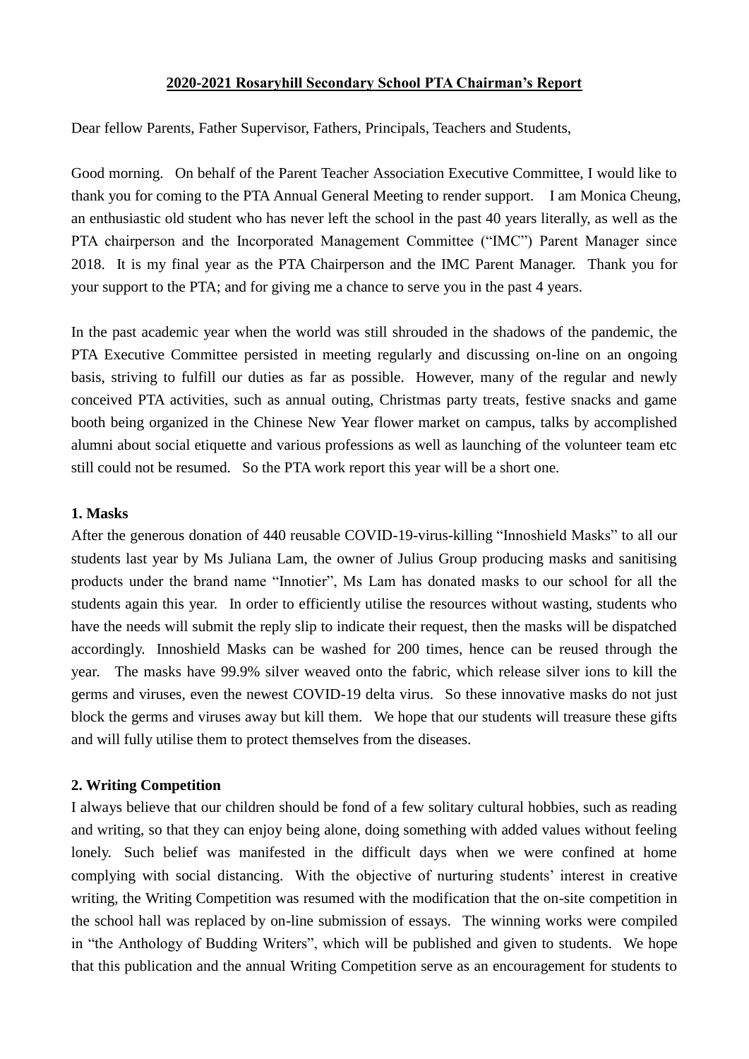**2020-2021 Rosaryhill Secondary School PTA Chairman's Report**

Dear fellow Parents, Father Supervisor, Fathers, Principals, Teachers and Students,

Good morning. On behalf of the Parent Teacher Association Executive Committee, I would like to thank you for coming to the PTA Annual General Meeting to render support. I am Monica Cheung, an enthusiastic old student who has never left the school in the past 40 years literally, as well as the PTA chairperson and the Incorporated Management Committee ("IMC") Parent Manager since 2018. It is my final year as the PTA Chairperson and the IMC Parent Manager. Thank you for your support to the PTA; and for giving me a chance to serve you in the past 4 years.

In the past academic year when the world was still shrouded in the shadows of the pandemic, the PTA Executive Committee persisted in meeting regularly and discussing on-line on an ongoing basis, striving to fulfill our duties as far as possible. However, many of the regular and newly conceived PTA activities, such as annual outing, Christmas party treats, festive snacks and game booth being organized in the Chinese New Year flower market on campus, talks by accomplished alumni about social etiquette and various professions as well as launching of the volunteer team etc still could not be resumed. So the PTA work report this year will be a short one.

**1. Masks**

After the generous donation of 440 reusable COVID-19-virus-killing "Innoshield Masks" to all our students last year by Ms Juliana Lam, the owner of Julius Group producing masks and sanitising products under the brand name "Innotier", Ms Lam has donated masks to our school for all the students again this year. In order to efficiently utilise the resources without wasting, students who have the needs will submit the reply slip to indicate their request, then the masks will be dispatched accordingly. Innoshield Masks can be washed for 200 times, hence can be reused through the year. The masks have 99.9% silver weaved onto the fabric, which release silver ions to kill the germs and viruses, even the newest COVID-19 delta virus. So these innovative masks do not just block the germs and viruses away but kill them. We hope that our students will treasure these gifts and will fully utilise them to protect themselves from the diseases.

**2. Writing Competition**

I always believe that our children should be fond of a few solitary cultural hobbies, such as reading and writing, so that they can enjoy being alone, doing something with added values without feeling lonely. Such belief was manifested in the difficult days when we were confined at home complying with social distancing. With the objective of nurturing students' interest in creative writing, the Writing Competition was resumed with the modification that the on-site competition in the school hall was replaced by on-line submission of essays. The winning works were compiled in "the Anthology of Budding Writers", which will be published and given to students. We hope that this publication and the annual Writing Competition serve as an encouragement for students to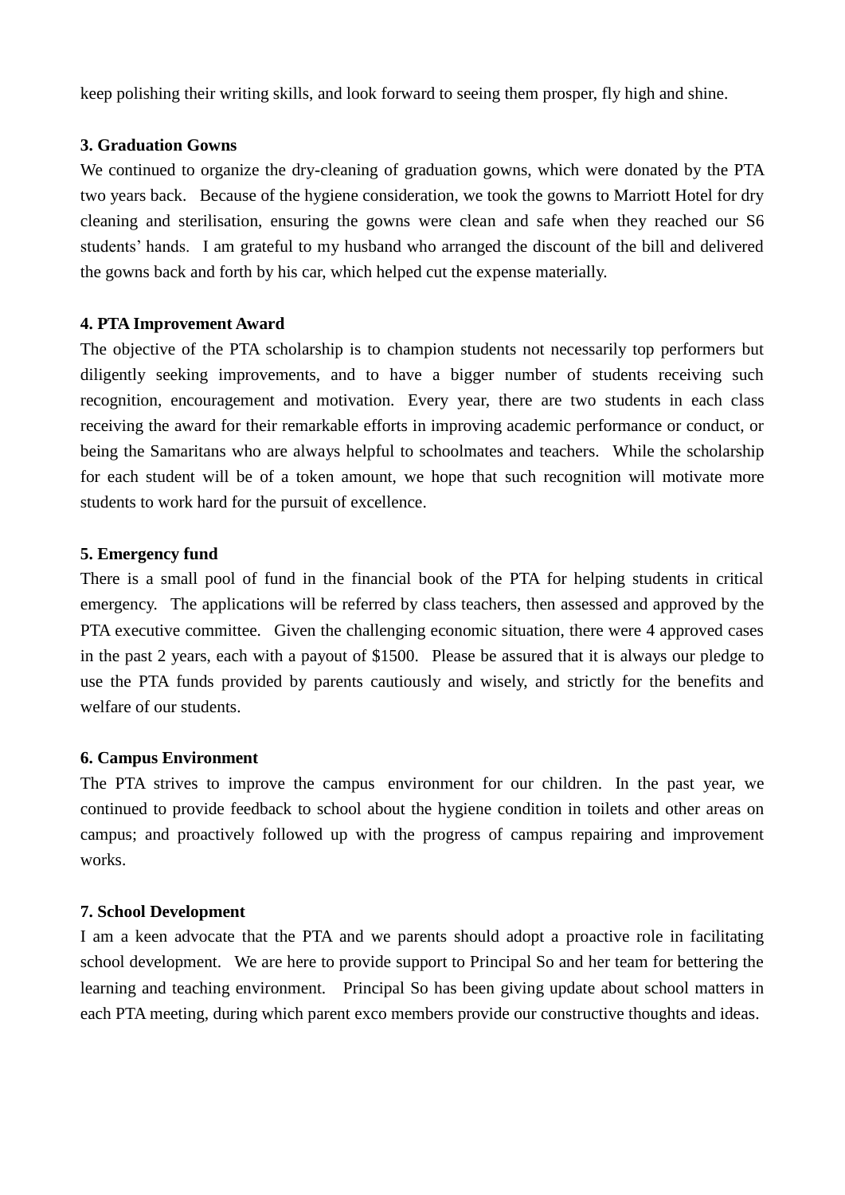keep polishing their writing skills, and look forward to seeing them prosper, fly high and shine.

**3. Graduation Gowns**

We continued to organize the dry-cleaning of graduation gowns, which were donated by the PTA two years back. Because of the hygiene consideration, we took the gowns to Marriott Hotel for dry cleaning and sterilisation, ensuring the gowns were clean and safe when they reached our S6 students' hands. I am grateful to my husband who arranged the discount of the bill and delivered the gowns back and forth by his car, which helped cut the expense materially.

**4. PTA Improvement Award**

The objective of the PTA scholarship is to champion students not necessarily top performers but diligently seeking improvements, and to have a bigger number of students receiving such recognition, encouragement and motivation. Every year, there are two students in each class receiving the award for their remarkable efforts in improving academic performance or conduct, or being the Samaritans who are always helpful to schoolmates and teachers. While the scholarship for each student will be of a token amount, we hope that such recognition will motivate more students to work hard for the pursuit of excellence.

**5. Emergency fund**

There is a small pool of fund in the financial book of the PTA for helping students in critical emergency. The applications will be referred by class teachers, then assessed and approved by the PTA executive committee. Given the challenging economic situation, there were 4 approved cases in the past 2 years, each with a payout of $1500. Please be assured that it is always our pledge to use the PTA funds provided by parents cautiously and wisely, and strictly for the benefits and welfare of our students.

**6. Campus Environment**

The PTA strives to improve the campus environment for our children. In the past year, we continued to provide feedback to school about the hygiene condition in toilets and other areas on campus; and proactively followed up with the progress of campus repairing and improvement works.

**7. School Development**

I am a keen advocate that the PTA and we parents should adopt a proactive role in facilitating school development. We are here to provide support to Principal So and her team for bettering the learning and teaching environment. Principal So has been giving update about school matters in each PTA meeting, during which parent exco members provide our constructive thoughts and ideas.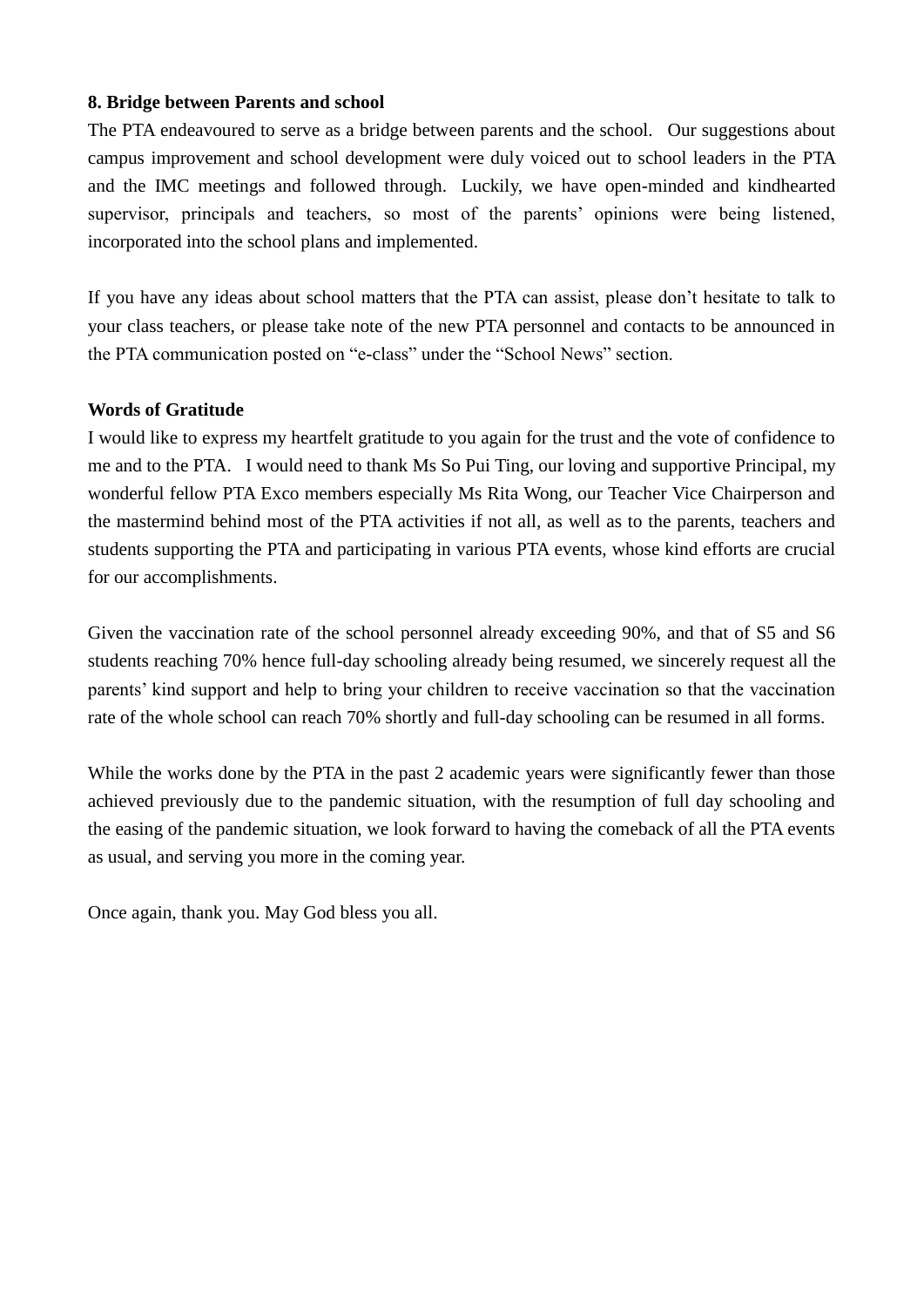**8. Bridge between Parents and school**

The PTA endeavoured to serve as a bridge between parents and the school. Our suggestions about campus improvement and school development were duly voiced out to school leaders in the PTA and the IMC meetings and followed through. Luckily, we have open-minded and kindhearted supervisor, principals and teachers, so most of the parents' opinions were being listened, incorporated into the school plans and implemented.

If you have any ideas about school matters that the PTA can assist, please don't hesitate to talk to your class teachers, or please take note of the new PTA personnel and contacts to be announced in the PTA communication posted on "e-class" under the "School News" section.

**Words of Gratitude**

I would like to express my heartfelt gratitude to you again for the trust and the vote of confidence to me and to the PTA. I would need to thank Ms So Pui Ting, our loving and supportive Principal, my wonderful fellow PTA Exco members especially Ms Rita Wong, our Teacher Vice Chairperson and the mastermind behind most of the PTA activities if not all, as well as to the parents, teachers and students supporting the PTA and participating in various PTA events, whose kind efforts are crucial for our accomplishments.

Given the vaccination rate of the school personnel already exceeding 90%, and that of S5 and S6 students reaching 70% hence full-day schooling already being resumed, we sincerely request all the parents' kind support and help to bring your children to receive vaccination so that the vaccination rate of the whole school can reach 70% shortly and full-day schooling can be resumed in all forms.

While the works done by the PTA in the past 2 academic years were significantly fewer than those achieved previously due to the pandemic situation, with the resumption of full day schooling and the easing of the pandemic situation, we look forward to having the comeback of all the PTA events as usual, and serving you more in the coming year.

Once again, thank you. May God bless you all.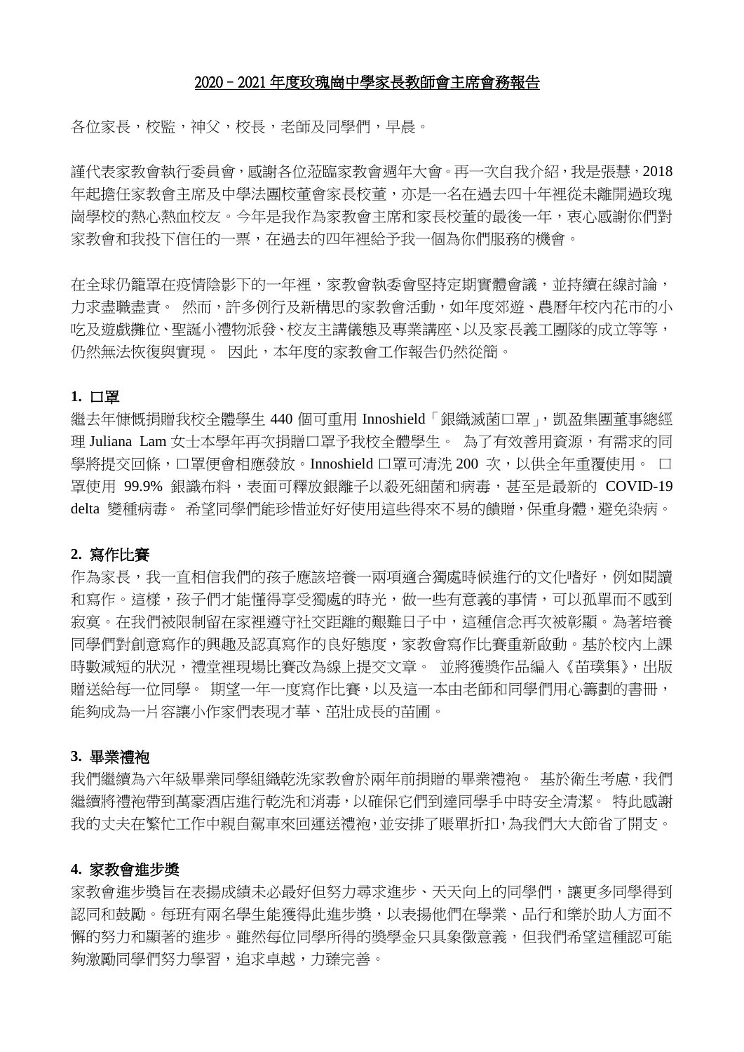# 2020－2021 年度玫瑰崗中學家長教師會主席會務報告

各位家長，校監，神父，校長，老師及同學們，早晨。

謹代表家教會執行委員會，感謝各位蒞臨家教會週年大會。再一次自我介紹，我是張慧，2018 年起擔任家教會主席及中學法團校董會家長校董，亦是一名在過去四十年裡從未離開過玫瑰崗學校的熱心熱血校友。今年是我作為家教會主席和家長校董的最後一年，衷心感謝你們對家教會和我投下信任的一票，在過去的四年裡給予我一個為你們服務的機會。

在全球仍籠罩在疫情陰影下的一年裡，家教會執委會堅持定期實體會議，並持續在線討論，力求盡職盡責。 然而，許多例行及新構思的家教會活動，如年度郊遊、農曆年校內花市的小吃及遊戲攤位、聖誕小禮物派發、校友主講儀態及專業講座、以及家長義工團隊的成立等等，仍然無法恢復與實現。 因此，本年度的家教會工作報告仍然從簡。

**1. 口罩**

繼去年慷慨捐贈我校全體學生 440 個可重用 Innoshield「銀纖滅菌口罩」，凱盈集團董事總經理 Juliana Lam 女士本學年再次捐贈口罩予我校全體學生。 為了有效善用資源，有需求的同學將提交回條，口罩便會相應發放。Innoshield 口罩可清洗 200 次，以供全年重覆使用。 口罩使用 99.9% 銀識布料，表面可釋放銀離子以殺死細菌和病毒，甚至是最新的 COVID-19 delta 變種病毒。 希望同學們能珍惜並好好使用這些得來不易的饋贈，保重身體，避免染病。

**2. 寫作比賽**

作為家長，我一直相信我們的孩子應該培養一兩項適合獨處時候進行的文化嗜好，例如閱讀和寫作。這樣，孩子們才能懂得享受獨處的時光，做一些有意義的事情，可以孤單而不感到寂寞。在我們被限制留在家裡遵守社交距離的艱難日子中，這種信念再次被彰顯。為著培養同學們對創意寫作的興趣及認真寫作的良好態度，家教會寫作比賽重新啟動。基於校內上課時數減短的狀況，禮堂裡現場比賽改為線上提交文章。 並將獲獎作品編入《苗璞集》，出版贈送給每一位同學。 期望一年一度寫作比賽，以及這一本由老師和同學們用心籌劃的書冊，能夠成為一片容讓小作家們表現才華、茁壯成長的苗圃。

**3. 畢業禮袍**

我們繼續為六年級畢業同學組織乾洗家教會於兩年前捐贈的畢業禮袍。 基於衛生考慮，我們繼續將禮袍帶到萬豪酒店進行乾洗和消毒，以確保它們到達同學手中時安全清潔。 特此感謝我的丈夫在繁忙工作中親自駕車來回運送禮袍，並安排了賬單折扣，為我們大大節省了開支。

**4. 家教會進步獎**

家教會進步獎旨在表揚成績未必最好但努力尋求進步、天天向上的同學們，讓更多同學得到認同和鼓勵。每班有兩名學生能獲得此進步獎，以表揚他們在學業、品行和樂於助人方面不懈的努力和顯著的進步。雖然每位同學所得的獎學金只具象徵意義，但我們希望這種認可能夠激勵同學們努力學習，追求卓越，力臻完善。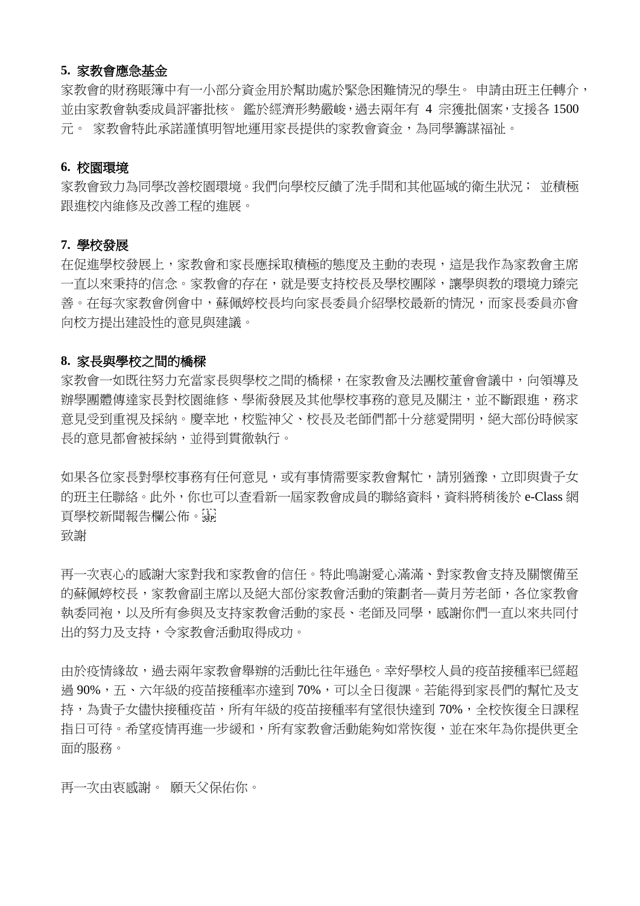**5. 家教會應急基金**

家教會的財務賬簿中有一小部分資金用於幫助處於緊急困難情況的學生。 申請由班主任轉介，並由家教會執委成員評審批核。 鑑於經濟形勢嚴峻，過去兩年有 4 宗獲批個案，支援各 1500 元。 家教會特此承諾謹慎明智地運用家長提供的家教會資金，為同學籌謀福祉。

**6. 校園環境**

家教會致力為同學改善校園環境。我們向學校反饋了洗手間和其他區域的衛生狀況； 並積極跟進校內維修及改善工程的進展。

**7. 學校發展**

在促進學校發展上，家教會和家長應採取積極的態度及主動的表現，這是我作為家教會主席一直以來秉持的信念。家教會的存在，就是要支持校長及學校團隊，讓學與教的環境力臻完善。在每次家教會例會中，蘇佩婷校長均向家長委員介紹學校最新的情況，而家長委員亦會向校方提出建設性的意見與建議。

**8. 家長與學校之間的橋樑**

家教會一如既往努力充當家長與學校之間的橋樑，在家教會及法團校董會會議中，向領導及辦學團體傳達家長對校園維修、學術發展及其他學校事務的意見及關注，並不斷跟進，務求意見受到重視及採納。慶幸地，校監神父、校長及老師們都十分慈愛開明，絕大部份時候家長的意見都會被採納，並得到貫徹執行。

如果各位家長對學校事務有任何意見，或有事情需要家教會幫忙，請別猶豫，立即與貴子女的班主任聯絡。此外，你也可以查看新一屆家教會成員的聯絡資料，資料將稍後於 e-Class 網頁學校新聞報告欄公佈。

致謝

再一次衷心的感謝大家對我和家教會的信任。特此鳴謝愛心滿滿、對家教會支持及關懷備至的蘇佩婷校長，家教會副主席以及絕大部份家教會活動的策劃者—黃月芳老師，各位家教會執委同袍，以及所有參與及支持家教會活動的家長、老師及同學，感謝你們一直以來共同付出的努力及支持，令家教會活動取得成功。

由於疫情緣故，過去兩年家教會舉辦的活動比往年遜色。幸好學校人員的疫苗接種率已經超過 90%，五、六年級的疫苗接種率亦達到 70%，可以全日復課。若能得到家長們的幫忙及支持，為貴子女儘快接種疫苗，所有年級的疫苗接種率有望很快達到 70%，全校恢復全日課程指日可待。希望疫情再進一步緩和，所有家教會活動能夠如常恢復，並在來年為你提供更全面的服務。

再一次由衷感謝。 願天父保佑你。